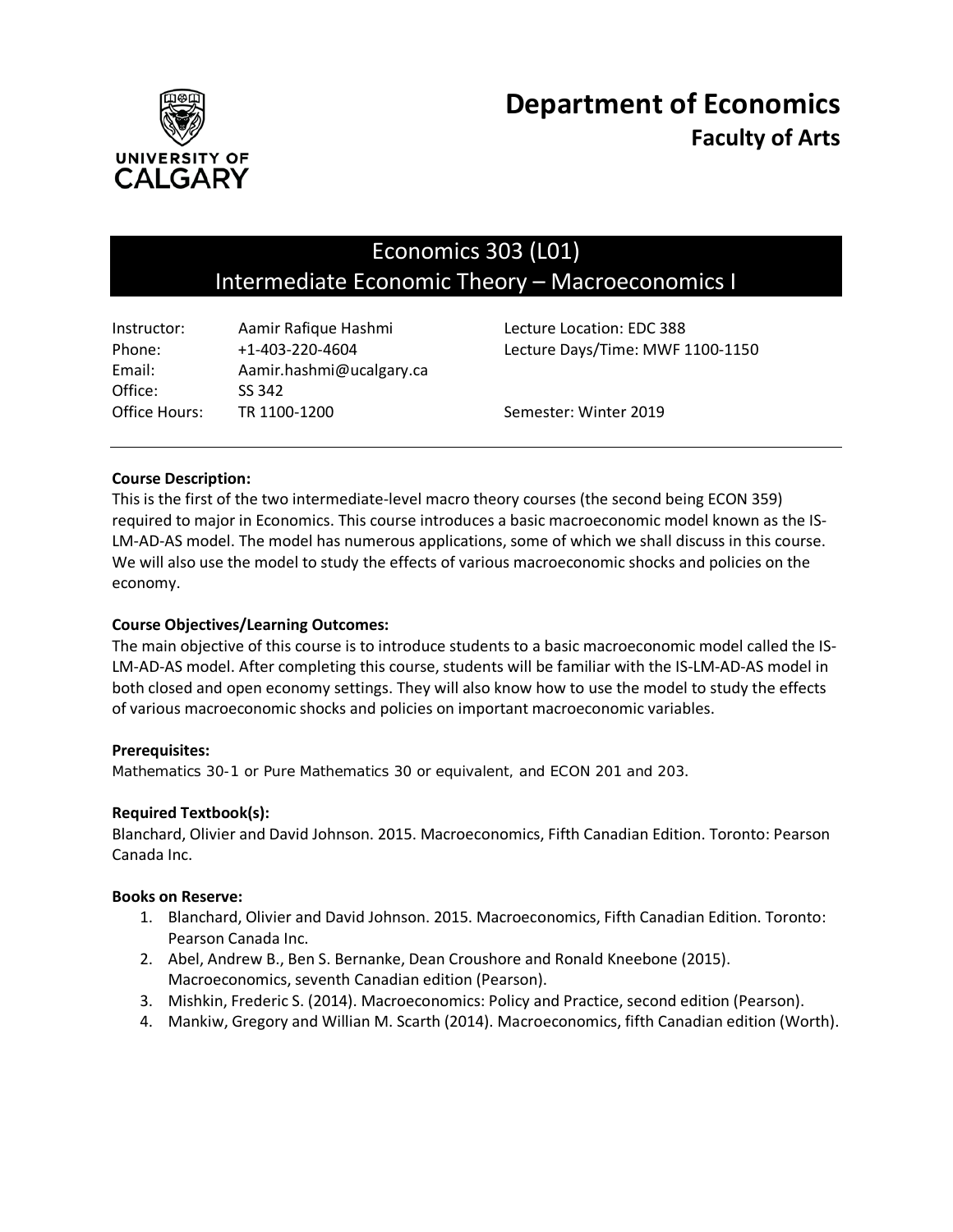UNIVERSITY OF CALGARY

# Department of Economics
## Faculty of Arts

# Economics 303 (L01)
## Intermediate Economic Theory – Macroeconomics I

| | | |
|---|---|---|
| Instructor: | Aamir Rafique Hashmi | Lecture Location: EDC 388 |
| Phone: | +1-403-220-4604 | Lecture Days/Time: MWF 1100-1150 |
| Email: | Aamir.hashmi@ucalgary.ca | |
| Office: | SS 342 | |
| Office Hours: | TR 1100-1200 | Semester: Winter 2019 |

**Course Description:**

This is the first of the two intermediate-level macro theory courses (the second being ECON 359) required to major in Economics. This course introduces a basic macroeconomic model known as the IS-LM-AD-AS model. The model has numerous applications, some of which we shall discuss in this course. We will also use the model to study the effects of various macroeconomic shocks and policies on the economy.

**Course Objectives/Learning Outcomes:**

The main objective of this course is to introduce students to a basic macroeconomic model called the IS-LM-AD-AS model. After completing this course, students will be familiar with the IS-LM-AD-AS model in both closed and open economy settings. They will also know how to use the model to study the effects of various macroeconomic shocks and policies on important macroeconomic variables.

**Prerequisites:**

Mathematics 30-1 or Pure Mathematics 30 or equivalent, and ECON 201 and 203.

**Required Textbook(s):**

Blanchard, Olivier and David Johnson. 2015. Macroeconomics, Fifth Canadian Edition. Toronto: Pearson Canada Inc.

**Books on Reserve:**

1. Blanchard, Olivier and David Johnson. 2015. Macroeconomics, Fifth Canadian Edition. Toronto: Pearson Canada Inc.
2. Abel, Andrew B., Ben S. Bernanke, Dean Croushore and Ronald Kneebone (2015). Macroeconomics, seventh Canadian edition (Pearson).
3. Mishkin, Frederic S. (2014). Macroeconomics: Policy and Practice, second edition (Pearson).
4. Mankiw, Gregory and Willian M. Scarth (2014). Macroeconomics, fifth Canadian edition (Worth).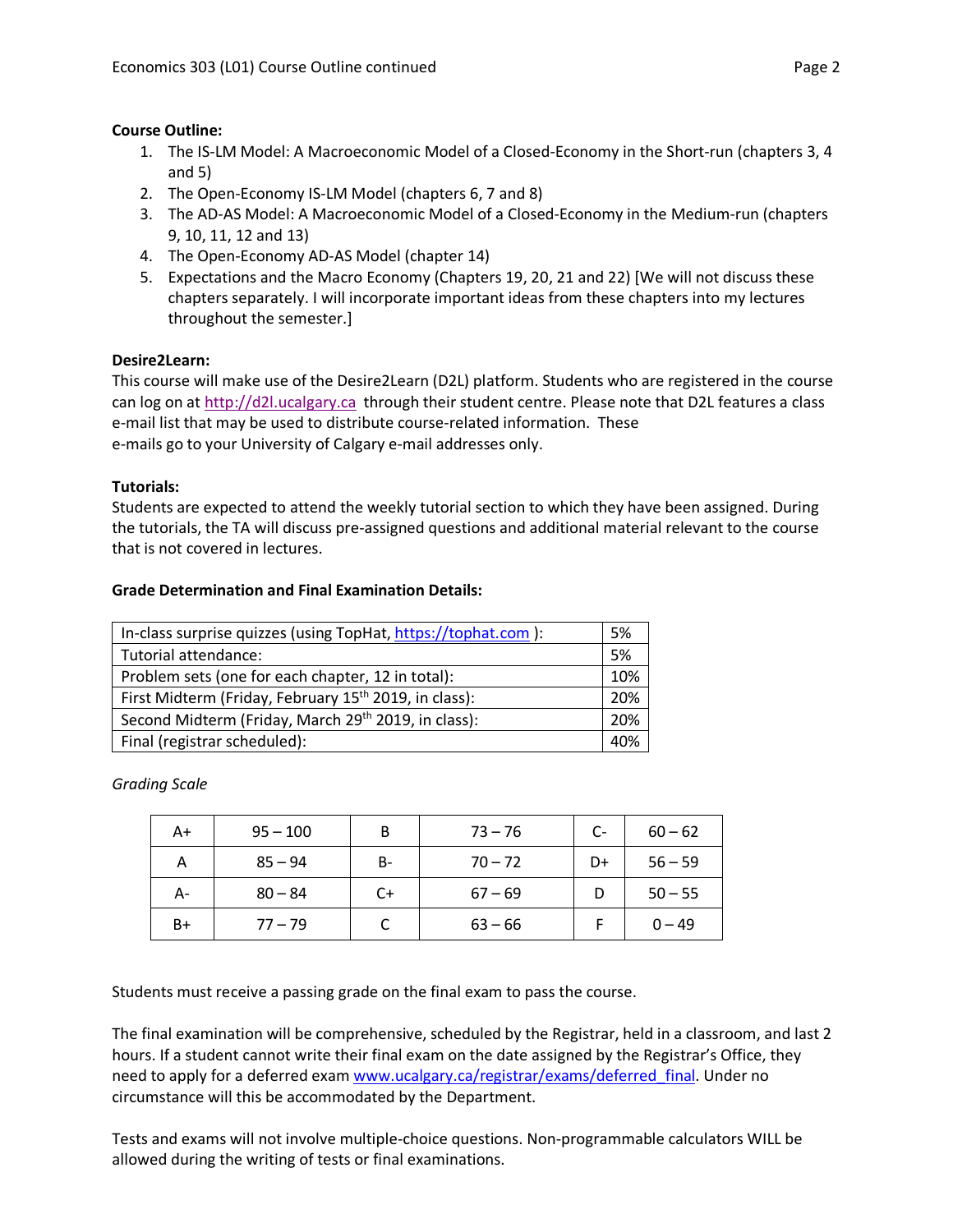**Course Outline:**

1. The IS-LM Model: A Macroeconomic Model of a Closed-Economy in the Short-run (chapters 3, 4 and 5)
2. The Open-Economy IS-LM Model (chapters 6, 7 and 8)
3. The AD-AS Model: A Macroeconomic Model of a Closed-Economy in the Medium-run (chapters 9, 10, 11, 12 and 13)
4. The Open-Economy AD-AS Model (chapter 14)
5. Expectations and the Macro Economy (Chapters 19, 20, 21 and 22) [We will not discuss these chapters separately. I will incorporate important ideas from these chapters into my lectures throughout the semester.]

**Desire2Learn:**

This course will make use of the Desire2Learn (D2L) platform. Students who are registered in the course can log on at http://d2l.ucalgary.ca through their student centre. Please note that D2L features a class e-mail list that may be used to distribute course-related information. These e-mails go to your University of Calgary e-mail addresses only.

**Tutorials:**

Students are expected to attend the weekly tutorial section to which they have been assigned. During the tutorials, the TA will discuss pre-assigned questions and additional material relevant to the course that is not covered in lectures.

**Grade Determination and Final Examination Details:**

| | |
|---|---|
| In-class surprise quizzes (using TopHat, https://tophat.com ): | 5% |
| Tutorial attendance: | 5% |
| Problem sets (one for each chapter, 12 in total): | 10% |
| First Midterm (Friday, February 15th 2019, in class): | 20% |
| Second Midterm (Friday, March 29th 2019, in class): | 20% |
| Final (registrar scheduled): | 40% |

*Grading Scale*

| | | | | | |
|---|---|---|---|---|---|
| A+ | 95 – 100 | B | 73 – 76 | C- | 60 – 62 |
| A | 85 – 94 | B- | 70 – 72 | D+ | 56 – 59 |
| A- | 80 – 84 | C+ | 67 – 69 | D | 50 – 55 |
| B+ | 77 – 79 | C | 63 – 66 | F | 0 – 49 |

Students must receive a passing grade on the final exam to pass the course.

The final examination will be comprehensive, scheduled by the Registrar, held in a classroom, and last 2 hours. If a student cannot write their final exam on the date assigned by the Registrar's Office, they need to apply for a deferred exam www.ucalgary.ca/registrar/exams/deferred_final. Under no circumstance will this be accommodated by the Department.

Tests and exams will not involve multiple-choice questions. Non-programmable calculators WILL be allowed during the writing of tests or final examinations.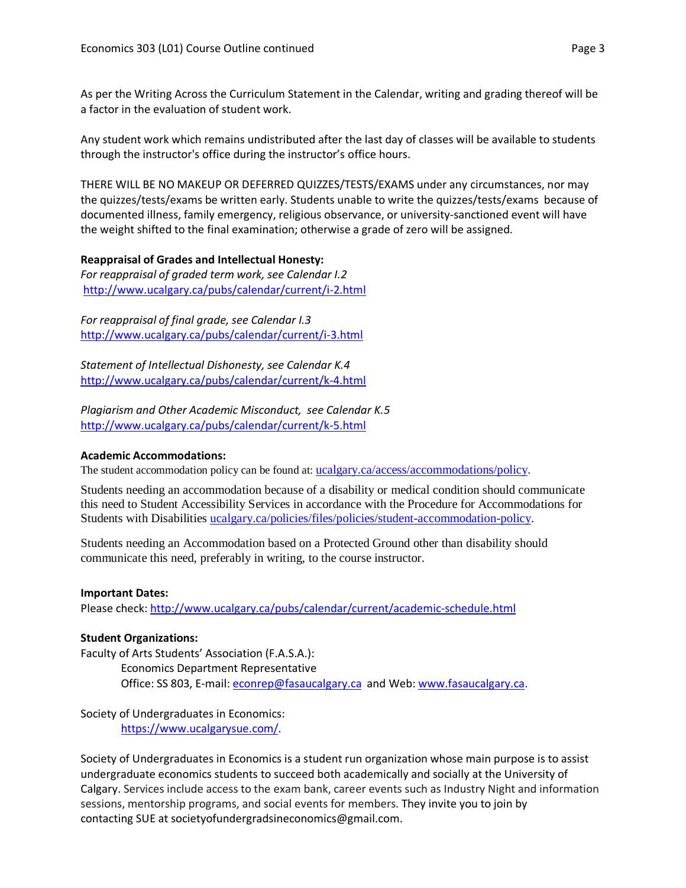As per the Writing Across the Curriculum Statement in the Calendar, writing and grading thereof will be a factor in the evaluation of student work.

Any student work which remains undistributed after the last day of classes will be available to students through the instructor's office during the instructor's office hours.

THERE WILL BE NO MAKEUP OR DEFERRED QUIZZES/TESTS/EXAMS under any circumstances, nor may the quizzes/tests/exams be written early. Students unable to write the quizzes/tests/exams because of documented illness, family emergency, religious observance, or university-sanctioned event will have the weight shifted to the final examination; otherwise a grade of zero will be assigned.

**Reappraisal of Grades and Intellectual Honesty:**

*For reappraisal of graded term work, see Calendar I.2*
http://www.ucalgary.ca/pubs/calendar/current/i-2.html

*For reappraisal of final grade, see Calendar I.3*
http://www.ucalgary.ca/pubs/calendar/current/i-3.html

*Statement of Intellectual Dishonesty, see Calendar K.4*
http://www.ucalgary.ca/pubs/calendar/current/k-4.html

*Plagiarism and Other Academic Misconduct, see Calendar K.5*
http://www.ucalgary.ca/pubs/calendar/current/k-5.html

**Academic Accommodations:**

The student accommodation policy can be found at: ucalgary.ca/access/accommodations/policy.

Students needing an accommodation because of a disability or medical condition should communicate this need to Student Accessibility Services in accordance with the Procedure for Accommodations for Students with Disabilities ucalgary.ca/policies/files/policies/student-accommodation-policy.

Students needing an Accommodation based on a Protected Ground other than disability should communicate this need, preferably in writing, to the course instructor.

**Important Dates:**

Please check: http://www.ucalgary.ca/pubs/calendar/current/academic-schedule.html

**Student Organizations:**

Faculty of Arts Students' Association (F.A.S.A.):
    Economics Department Representative
    Office: SS 803, E-mail: econrep@fasaucalgary.ca and Web: www.fasaucalgary.ca.

Society of Undergraduates in Economics:
    https://www.ucalgarysue.com/.

Society of Undergraduates in Economics is a student run organization whose main purpose is to assist undergraduate economics students to succeed both academically and socially at the University of Calgary. Services include access to the exam bank, career events such as Industry Night and information sessions, mentorship programs, and social events for members. They invite you to join by contacting SUE at societyofundergradsineconomics@gmail.com.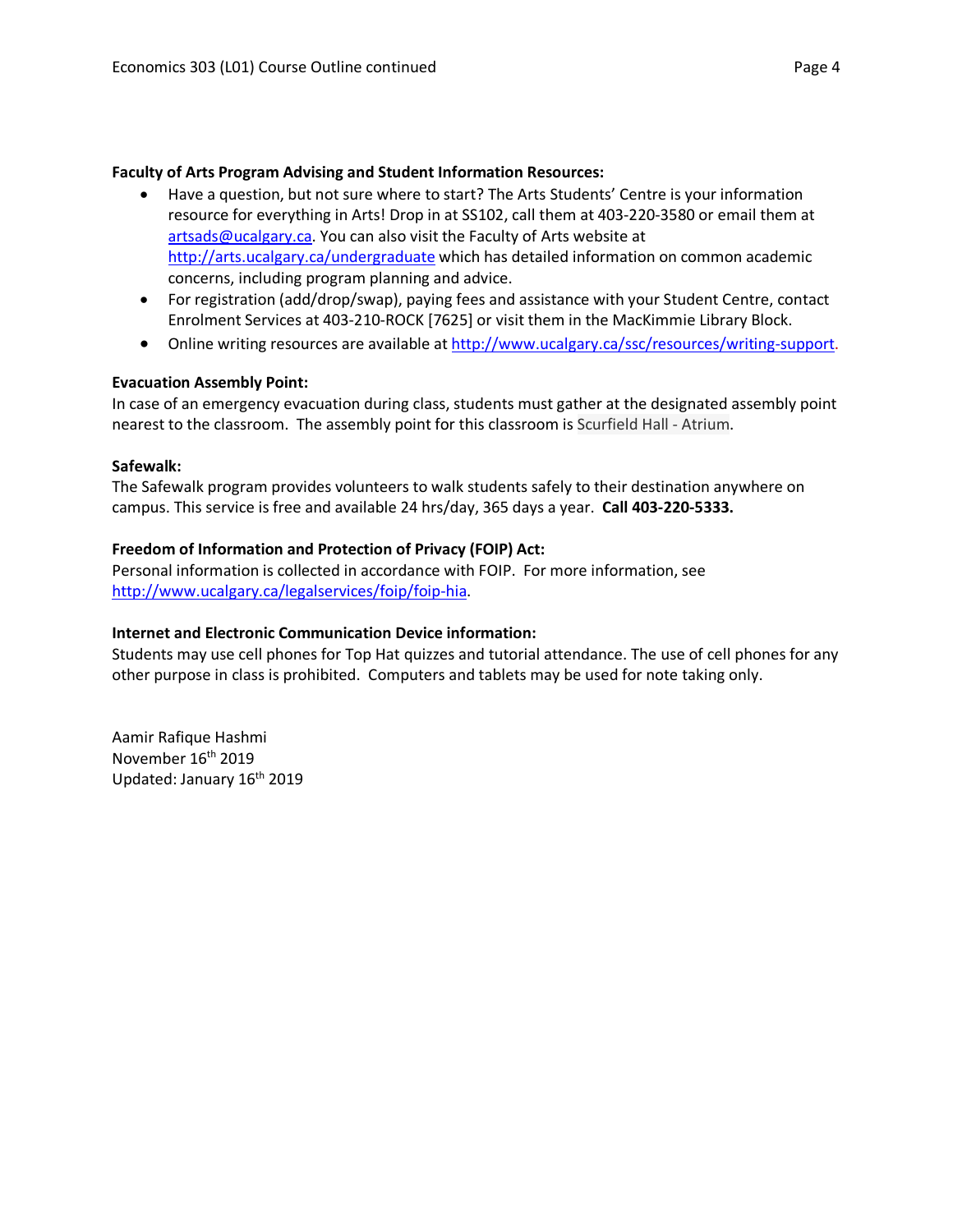**Faculty of Arts Program Advising and Student Information Resources:**

- Have a question, but not sure where to start? The Arts Students' Centre is your information resource for everything in Arts! Drop in at SS102, call them at 403-220-3580 or email them at artsads@ucalgary.ca. You can also visit the Faculty of Arts website at http://arts.ucalgary.ca/undergraduate which has detailed information on common academic concerns, including program planning and advice.
- For registration (add/drop/swap), paying fees and assistance with your Student Centre, contact Enrolment Services at 403-210-ROCK [7625] or visit them in the MacKimmie Library Block.
- Online writing resources are available at http://www.ucalgary.ca/ssc/resources/writing-support.

**Evacuation Assembly Point:**

In case of an emergency evacuation during class, students must gather at the designated assembly point nearest to the classroom. The assembly point for this classroom is Scurfield Hall - Atrium.

**Safewalk:**

The Safewalk program provides volunteers to walk students safely to their destination anywhere on campus. This service is free and available 24 hrs/day, 365 days a year. **Call 403-220-5333.**

**Freedom of Information and Protection of Privacy (FOIP) Act:**

Personal information is collected in accordance with FOIP. For more information, see http://www.ucalgary.ca/legalservices/foip/foip-hia.

**Internet and Electronic Communication Device information:**

Students may use cell phones for Top Hat quizzes and tutorial attendance. The use of cell phones for any other purpose in class is prohibited. Computers and tablets may be used for note taking only.

Aamir Rafique Hashmi
November 16th 2019
Updated: January 16th 2019